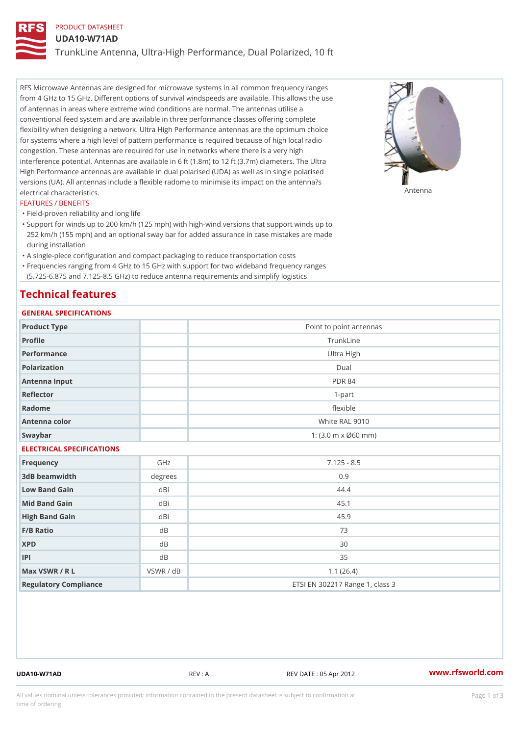PRODUCT DATASHEET

# UDA10-W71AD

TrunkLine Antenna, Ultra-High Performance, Dual Polarized, 10 ft

RFS Microwave Antennas are designed for microwave systems in all common frequency ranges from 4 GHz to 15 GHz. Different options of survival windspeeds are available. This allows the use of antennas in areas where extreme wind conditions are normal. The antennas utilise a conventional feed system and are available in three performance classes offering complete flexibility when designing a network. Ultra High Performance antennas are the optimum choice for systems where a high level of pattern performance is required because of high local radio congestion. These antennas are required for use in networks where there is a very high interference potential. Antennas are available in 6 ft (1.8m) to 12 ft (3.7m) diameters. The Ultra High Performance antennas are available in dual polarised (UDA) as well as in single polarised versions (UA). All antennas include a flexible radome to minimise its impact on the antenna?s electrical characteristics.

Antenna

FEATURES / BENEFITS

- Field-proven reliability and long life
- Support for winds up to 200 km/h (125 mph) with high-wind versions that support winds up to 252 km/h (155 mph) and an optional sway bar for added assurance in case mistakes are made during installation
- A single-piece configuration and compact packaging to reduce transportation costs
- Frequencies ranging from 4 GHz to 15 GHz with support for two wideband frequency ranges (5.725-6.875 and 7.125-8.5 GHz) to reduce antenna requirements and simplify logistics

## Technical features

### GENERAL SPECIFICATIONS

| | | |
|---|---|---|
| Product Type | | Point to point antennas |
| Profile | | TrunkLine |
| Performance | | Ultra High |
| Polarization | | Dual |
| Antenna Input | | PDR 84 |
| Reflector | | 1-part |
| Radome | | flexible |
| Antenna color | | White RAL 9010 |
| Swaybar | | 1: (3.0 m x Ø60 mm) |

### ELECTRICAL SPECIFICATIONS

| | | |
|---|---|---|
| Frequency | GHz | 7.125 - 8.5 |
| 3dB beamwidth | degrees | 0.9 |
| Low Band Gain | dBi | 44.4 |
| Mid Band Gain | dBi | 45.1 |
| High Band Gain | dBi | 45.9 |
| F/B Ratio | dB | 73 |
| XPD | dB | 30 |
| IPI | dB | 35 |
| Max VSWR / R L | VSWR / dB | 1.1 (26.4) |
| Regulatory Compliance | | ETSI EN 302217 Range 1, class 3 |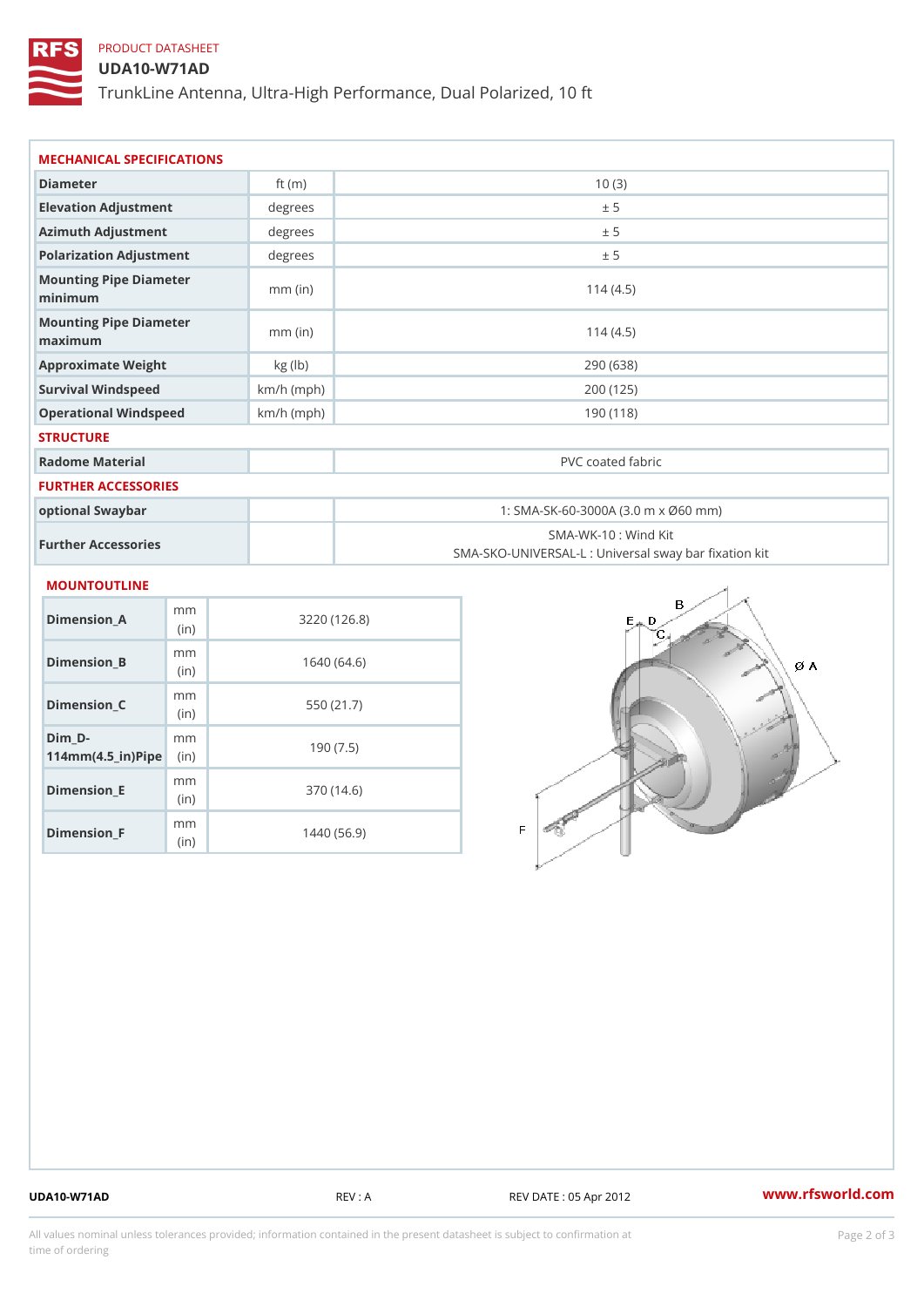PRODUCT DATASHEET

# UDA10-W71AD

TrunkLine Antenna, Ultra-High Performance, Dual Polarized, 10 ft

## MECHANICAL SPECIFICATIONS

| | | |
|---|---|---|
| Diameter | ft (m) | 10 (3) |
| Elevation Adjustment | degrees | ± 5 |
| Azimuth Adjustment | degrees | ± 5 |
| Polarization Adjustment | degrees | ± 5 |
| Mounting Pipe Diameter minimum | mm (in) | 114 (4.5) |
| Mounting Pipe Diameter maximum | mm (in) | 114 (4.5) |
| Approximate Weight | kg (lb) | 290 (638) |
| Survival Windspeed | km/h (mph) | 200 (125) |
| Operational Windspeed | km/h (mph) | 190 (118) |

## STRUCTURE

| | | |
|---|---|---|
| Radome Material | | PVC coated fabric |

## FURTHER ACCESSORIES

| | | |
|---|---|---|
| optional Swaybar | | 1: SMA-SK-60-3000A (3.0 m x Ø60 mm) |
| Further Accessories | | SMA-WK-10 : Wind Kit<br>SMA-SKO-UNIVERSAL-L : Universal sway bar fixation kit |

## MOUNTOUTLINE

| | | |
|---|---|---|
| Dimension_A | mm (in) | 3220 (126.8) |
| Dimension_B | mm (in) | 1640 (64.6) |
| Dimension_C | mm (in) | 550 (21.7) |
| Dim_D-114mm(4.5_in)Pipe | mm (in) | 190 (7.5) |
| Dimension_E | mm (in) | 370 (14.6) |
| Dimension_F | mm (in) | 1440 (56.9) |

UDA10-W71AD REV : A REV DATE : 05 Apr 2012 www.rfsworld.com

All values nominal unless tolerances provided; information contained in the present datasheet is subject to confirmation at time of ordering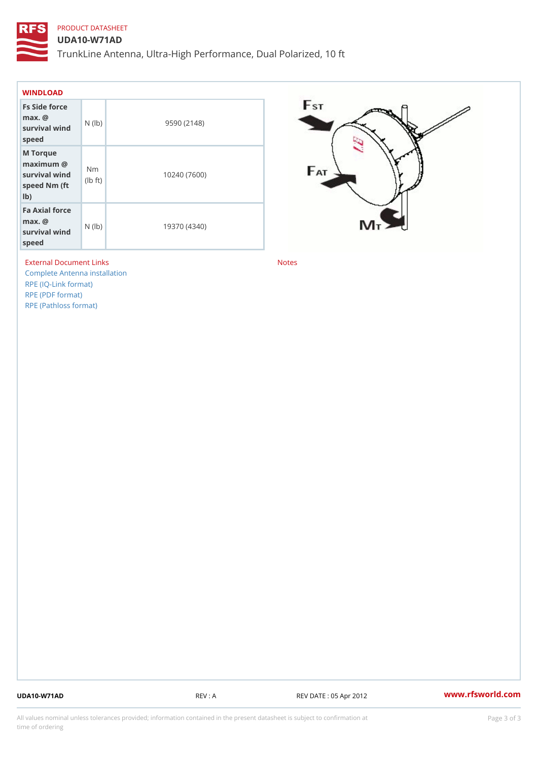PRODUCT DATASHEET

# UDA10-W71AD

TrunkLine Antenna, Ultra-High Performance, Dual Polarized, 10 ft

## WINDLOAD

| | | |
|---|---|---|
| Fs Side force max. @ survival wind speed | N (lb) | 9590 (2148) |
| M Torque maximum @ survival wind speed Nm (ft lb) | Nm (lb ft) | 10240 (7600) |
| Fa Axial force max. @ survival wind speed | N (lb) | 19370 (4340) |

FST

FAT

MT

External Document Links

Complete Antenna installation

RPE (IQ-Link format)

RPE (PDF format)

RPE (Pathloss format)

Notes

UDA10-W71AD REV : A REV DATE : 05 Apr 2012 www.rfsworld.com

All values nominal unless tolerances provided; information contained in the present datasheet is subject to confirmation at time of ordering